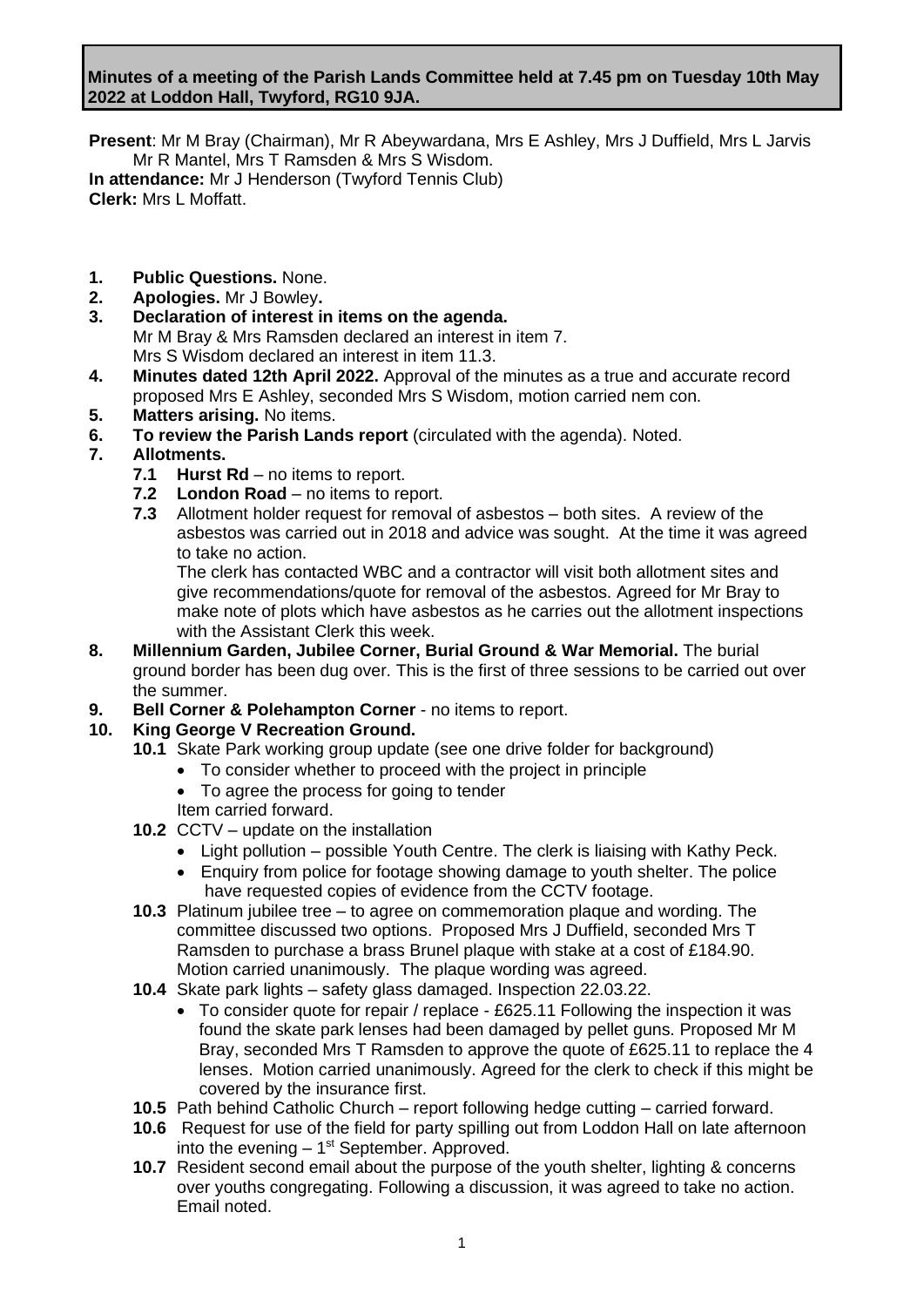**Minutes of a meeting of the Parish Lands Committee held at 7.45 pm on Tuesday 10th May 2022 at Loddon Hall, Twyford, RG10 9JA.**

**Present**: Mr M Bray (Chairman), Mr R Abeywardana, Mrs E Ashley, Mrs J Duffield, Mrs L Jarvis Mr R Mantel, Mrs T Ramsden & Mrs S Wisdom.
**In attendance:** Mr J Henderson (Twyford Tennis Club)
**Clerk:** Mrs L Moffatt.

1. **Public Questions.** None.
2. **Apologies.** Mr J Bowley**.**
3. **Declaration of interest in items on the agenda.**
   Mr M Bray & Mrs Ramsden declared an interest in item 7.
   Mrs S Wisdom declared an interest in item 11.3.
4. **Minutes dated 12th April 2022.** Approval of the minutes as a true and accurate record proposed Mrs E Ashley, seconded Mrs S Wisdom, motion carried nem con.
5. **Matters arising.** No items.
6. **To review the Parish Lands report** (circulated with the agenda). Noted.
7. **Allotments.**
   - **7.1 Hurst Rd** – no items to report.
   - **7.2 London Road** – no items to report.
   - **7.3** Allotment holder request for removal of asbestos – both sites. A review of the asbestos was carried out in 2018 and advice was sought. At the time it was agreed to take no action.
     The clerk has contacted WBC and a contractor will visit both allotment sites and give recommendations/quote for removal of the asbestos. Agreed for Mr Bray to make note of plots which have asbestos as he carries out the allotment inspections with the Assistant Clerk this week.
8. **Millennium Garden, Jubilee Corner, Burial Ground & War Memorial.** The burial ground border has been dug over. This is the first of three sessions to be carried out over the summer.
9. **Bell Corner & Polehampton Corner** - no items to report.
10. **King George V Recreation Ground.**
    - **10.1** Skate Park working group update (see one drive folder for background)
      - To consider whether to proceed with the project in principle
      - To agree the process for going to tender

      Item carried forward.
    - **10.2** CCTV – update on the installation
      - Light pollution – possible Youth Centre. The clerk is liaising with Kathy Peck.
      - Enquiry from police for footage showing damage to youth shelter. The police have requested copies of evidence from the CCTV footage.
    - **10.3** Platinum jubilee tree – to agree on commemoration plaque and wording. The committee discussed two options. Proposed Mrs J Duffield, seconded Mrs T Ramsden to purchase a brass Brunel plaque with stake at a cost of £184.90. Motion carried unanimously. The plaque wording was agreed.
    - **10.4** Skate park lights – safety glass damaged. Inspection 22.03.22.
      - To consider quote for repair / replace - £625.11 Following the inspection it was found the skate park lenses had been damaged by pellet guns. Proposed Mr M Bray, seconded Mrs T Ramsden to approve the quote of £625.11 to replace the 4 lenses. Motion carried unanimously. Agreed for the clerk to check if this might be covered by the insurance first.
    - **10.5** Path behind Catholic Church – report following hedge cutting – carried forward.
    - **10.6** Request for use of the field for party spilling out from Loddon Hall on late afternoon into the evening – 1st September. Approved.
    - **10.7** Resident second email about the purpose of the youth shelter, lighting & concerns over youths congregating. Following a discussion, it was agreed to take no action. Email noted.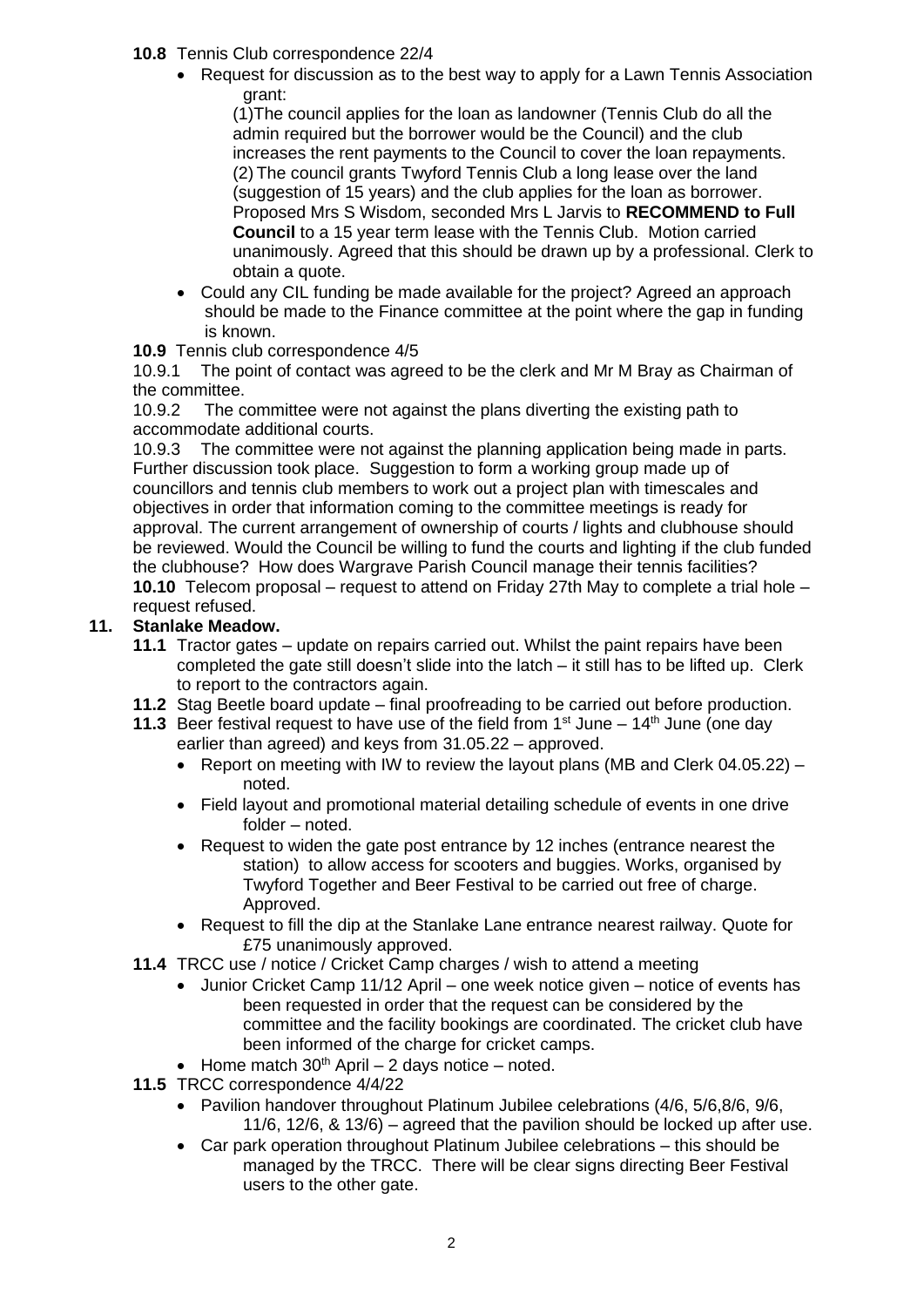**10.8** Tennis Club correspondence 22/4

- Request for discussion as to the best way to apply for a Lawn Tennis Association grant:
  (1)The council applies for the loan as landowner (Tennis Club do all the admin required but the borrower would be the Council) and the club increases the rent payments to the Council to cover the loan repayments.
  (2) The council grants Twyford Tennis Club a long lease over the land (suggestion of 15 years) and the club applies for the loan as borrower.
  Proposed Mrs S Wisdom, seconded Mrs L Jarvis to **RECOMMEND to Full Council** to a 15 year term lease with the Tennis Club. Motion carried unanimously. Agreed that this should be drawn up by a professional. Clerk to obtain a quote.
- Could any CIL funding be made available for the project? Agreed an approach should be made to the Finance committee at the point where the gap in funding is known.

**10.9** Tennis club correspondence 4/5

10.9.1 The point of contact was agreed to be the clerk and Mr M Bray as Chairman of the committee.

10.9.2 The committee were not against the plans diverting the existing path to accommodate additional courts.

10.9.3 The committee were not against the planning application being made in parts. Further discussion took place. Suggestion to form a working group made up of councillors and tennis club members to work out a project plan with timescales and objectives in order that information coming to the committee meetings is ready for approval. The current arrangement of ownership of courts / lights and clubhouse should be reviewed. Would the Council be willing to fund the courts and lighting if the club funded the clubhouse? How does Wargrave Parish Council manage their tennis facilities?

**10.10** Telecom proposal – request to attend on Friday 27th May to complete a trial hole – request refused.

## 11. Stanlake Meadow.

**11.1** Tractor gates – update on repairs carried out. Whilst the paint repairs have been completed the gate still doesn't slide into the latch – it still has to be lifted up. Clerk to report to the contractors again.

**11.2** Stag Beetle board update – final proofreading to be carried out before production.

**11.3** Beer festival request to have use of the field from 1st June – 14th June (one day earlier than agreed) and keys from 31.05.22 – approved.

- Report on meeting with IW to review the layout plans (MB and Clerk 04.05.22) – noted.
- Field layout and promotional material detailing schedule of events in one drive folder – noted.
- Request to widen the gate post entrance by 12 inches (entrance nearest the station) to allow access for scooters and buggies. Works, organised by Twyford Together and Beer Festival to be carried out free of charge. Approved.
- Request to fill the dip at the Stanlake Lane entrance nearest railway. Quote for £75 unanimously approved.

**11.4** TRCC use / notice / Cricket Camp charges / wish to attend a meeting

- Junior Cricket Camp 11/12 April – one week notice given – notice of events has been requested in order that the request can be considered by the committee and the facility bookings are coordinated. The cricket club have been informed of the charge for cricket camps.
- Home match 30th April – 2 days notice – noted.

**11.5** TRCC correspondence 4/4/22

- Pavilion handover throughout Platinum Jubilee celebrations (4/6, 5/6,8/6, 9/6, 11/6, 12/6, & 13/6) – agreed that the pavilion should be locked up after use.
- Car park operation throughout Platinum Jubilee celebrations – this should be managed by the TRCC. There will be clear signs directing Beer Festival users to the other gate.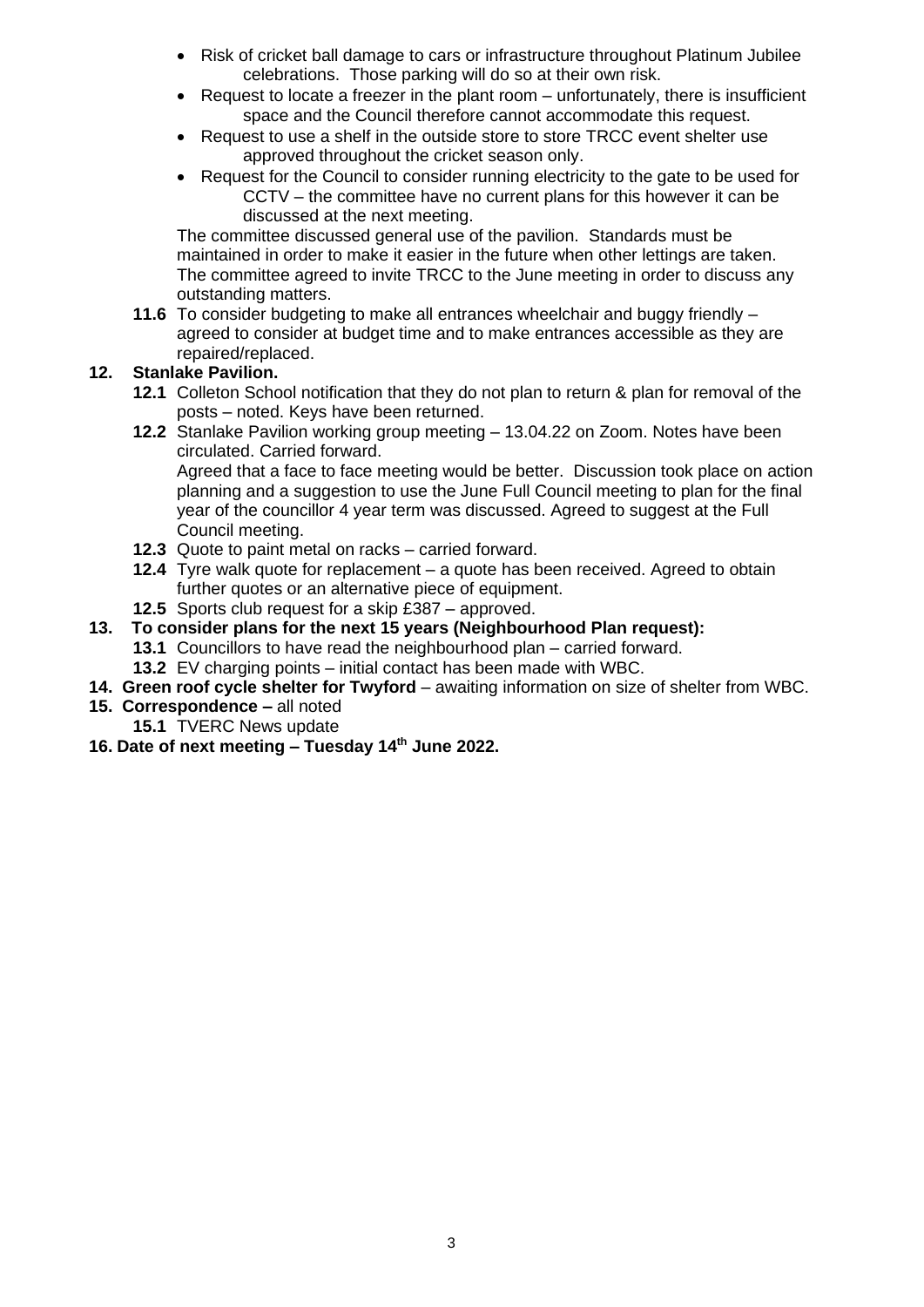- Risk of cricket ball damage to cars or infrastructure throughout Platinum Jubilee celebrations. Those parking will do so at their own risk.
- Request to locate a freezer in the plant room – unfortunately, there is insufficient space and the Council therefore cannot accommodate this request.
- Request to use a shelf in the outside store to store TRCC event shelter use approved throughout the cricket season only.
- Request for the Council to consider running electricity to the gate to be used for CCTV – the committee have no current plans for this however it can be discussed at the next meeting.

The committee discussed general use of the pavilion. Standards must be maintained in order to make it easier in the future when other lettings are taken. The committee agreed to invite TRCC to the June meeting in order to discuss any outstanding matters.

**11.6** To consider budgeting to make all entrances wheelchair and buggy friendly – agreed to consider at budget time and to make entrances accessible as they are repaired/replaced.

**12. Stanlake Pavilion.**

**12.1** Colleton School notification that they do not plan to return & plan for removal of the posts – noted. Keys have been returned.

**12.2** Stanlake Pavilion working group meeting – 13.04.22 on Zoom. Notes have been circulated. Carried forward.
Agreed that a face to face meeting would be better. Discussion took place on action planning and a suggestion to use the June Full Council meeting to plan for the final year of the councillor 4 year term was discussed. Agreed to suggest at the Full Council meeting.

**12.3** Quote to paint metal on racks – carried forward.

**12.4** Tyre walk quote for replacement – a quote has been received. Agreed to obtain further quotes or an alternative piece of equipment.

**12.5** Sports club request for a skip £387 – approved.

**13. To consider plans for the next 15 years (Neighbourhood Plan request):**

**13.1** Councillors to have read the neighbourhood plan – carried forward.

**13.2** EV charging points – initial contact has been made with WBC.

**14. Green roof cycle shelter for Twyford** – awaiting information on size of shelter from WBC.

**15. Correspondence –** all noted

**15.1** TVERC News update

**16. Date of next meeting – Tuesday 14th June 2022.**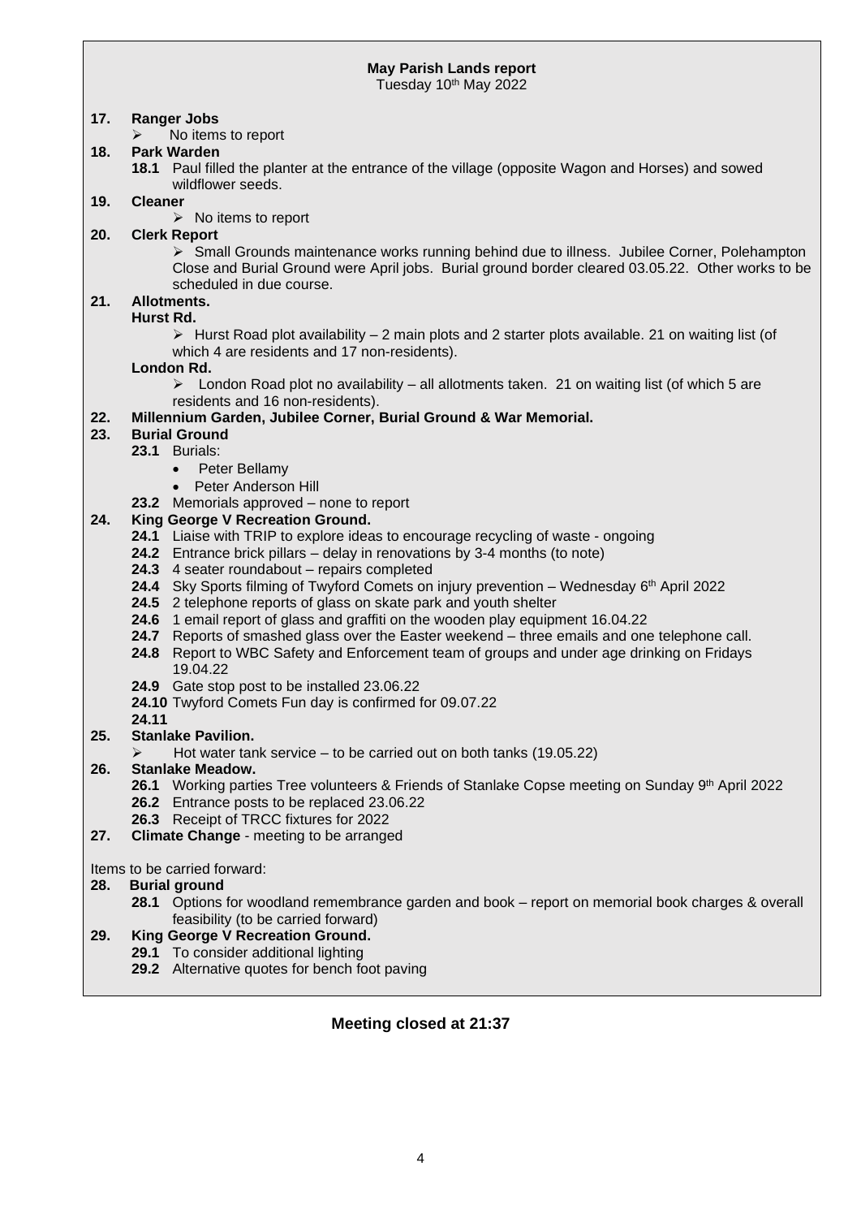**May Parish Lands report**
Tuesday 10th May 2022

**17. Ranger Jobs**
- No items to report

**18. Park Warden**
- **18.1** Paul filled the planter at the entrance of the village (opposite Wagon and Horses) and sowed wildflower seeds.

**19. Cleaner**
- No items to report

**20. Clerk Report**
- Small Grounds maintenance works running behind due to illness. Jubilee Corner, Polehampton Close and Burial Ground were April jobs. Burial ground border cleared 03.05.22. Other works to be scheduled in due course.

**21. Allotments.**

**Hurst Rd.**
- Hurst Road plot availability – 2 main plots and 2 starter plots available. 21 on waiting list (of which 4 are residents and 17 non-residents).

**London Rd.**
- London Road plot no availability – all allotments taken. 21 on waiting list (of which 5 are residents and 16 non-residents).

**22. Millennium Garden, Jubilee Corner, Burial Ground & War Memorial.**

**23. Burial Ground**
- **23.1** Burials:
  - Peter Bellamy
  - Peter Anderson Hill
- **23.2** Memorials approved – none to report

**24. King George V Recreation Ground.**
- **24.1** Liaise with TRIP to explore ideas to encourage recycling of waste - ongoing
- **24.2** Entrance brick pillars – delay in renovations by 3-4 months (to note)
- **24.3** 4 seater roundabout – repairs completed
- **24.4** Sky Sports filming of Twyford Comets on injury prevention – Wednesday 6th April 2022
- **24.5** 2 telephone reports of glass on skate park and youth shelter
- **24.6** 1 email report of glass and graffiti on the wooden play equipment 16.04.22
- **24.7** Reports of smashed glass over the Easter weekend – three emails and one telephone call.
- **24.8** Report to WBC Safety and Enforcement team of groups and under age drinking on Fridays 19.04.22
- **24.9** Gate stop post to be installed 23.06.22
- **24.10** Twyford Comets Fun day is confirmed for 09.07.22
- **24.11**

**25. Stanlake Pavilion.**
- Hot water tank service – to be carried out on both tanks (19.05.22)

**26. Stanlake Meadow.**
- **26.1** Working parties Tree volunteers & Friends of Stanlake Copse meeting on Sunday 9th April 2022
- **26.2** Entrance posts to be replaced 23.06.22
- **26.3** Receipt of TRCC fixtures for 2022

**27. Climate Change** - meeting to be arranged

Items to be carried forward:

**28. Burial ground**
- **28.1** Options for woodland remembrance garden and book – report on memorial book charges & overall feasibility (to be carried forward)

**29. King George V Recreation Ground.**
- **29.1** To consider additional lighting
- **29.2** Alternative quotes for bench foot paving

**Meeting closed at 21:37**